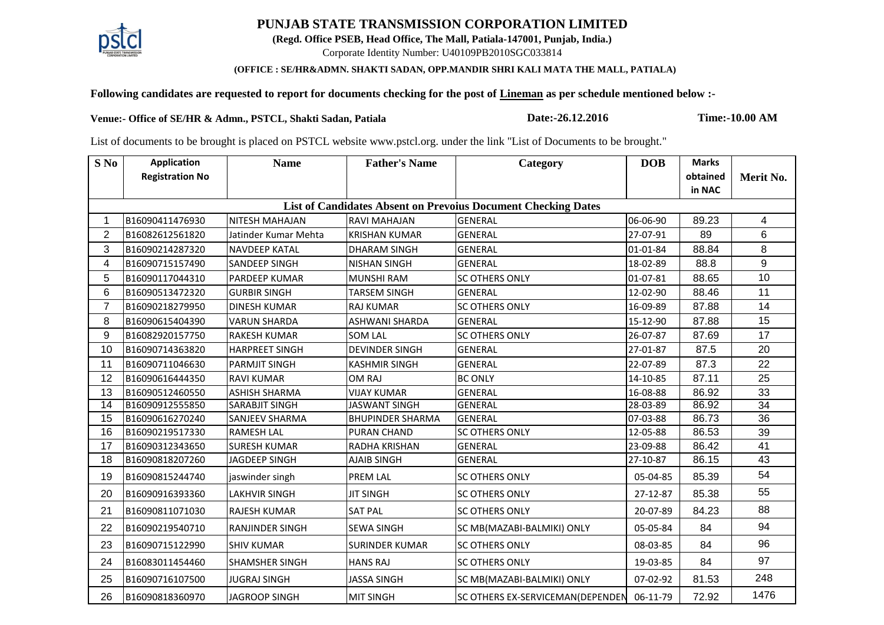# PUNJAB STATE TRANSMISSION CORPORATION LIMITED

**(Regd. Office PSEB, Head Office, The Mall, Patiala-147001, Punjab, India.)**

Corporate Identity Number: U40109PB2010SGC033814

**(OFFICE : SE/HR&ADMN. SHAKTI SADAN, OPP.MANDIR SHRI KALI MATA THE MALL, PATIALA)**

**Following candidates are requested to report for documents checking for the post of Lineman as per schedule mentioned below :-**

**Venue:- Office of SE/HR & Admn., PSTCL, Shakti Sadan, Patiala** **Date:-26.12.2016** **Time:-10.00 AM**

List of documents to be brought is placed on PSTCL website www.pstcl.org. under the link "List of Documents to be brought."

| S No | Application Registration No | Name | Father's Name | Category | DOB | Marks obtained in NAC | Merit No. |
|---|---|---|---|---|---|---|---|
| **List of Candidates Absent on Prevoius Document Checking Dates** | | | | | | | |
| 1 | B16090411476930 | NITESH MAHAJAN | RAVI MAHAJAN | GENERAL | 06-06-90 | 89.23 | 4 |
| 2 | B16082612561820 | Jatinder Kumar Mehta | KRISHAN KUMAR | GENERAL | 27-07-91 | 89 | 6 |
| 3 | B16090214287320 | NAVDEEP KATAL | DHARAM SINGH | GENERAL | 01-01-84 | 88.84 | 8 |
| 4 | B16090715157490 | SANDEEP SINGH | NISHAN SINGH | GENERAL | 18-02-89 | 88.8 | 9 |
| 5 | B16090117044310 | PARDEEP KUMAR | MUNSHI RAM | SC OTHERS ONLY | 01-07-81 | 88.65 | 10 |
| 6 | B16090513472320 | GURBIR SINGH | TARSEM SINGH | GENERAL | 12-02-90 | 88.46 | 11 |
| 7 | B16090218279950 | DINESH KUMAR | RAJ KUMAR | SC OTHERS ONLY | 16-09-89 | 87.88 | 14 |
| 8 | B16090615404390 | VARUN SHARDA | ASHWANI SHARDA | GENERAL | 15-12-90 | 87.88 | 15 |
| 9 | B16082920157750 | RAKESH KUMAR | SOM LAL | SC OTHERS ONLY | 26-07-87 | 87.69 | 17 |
| 10 | B16090714363820 | HARPREET SINGH | DEVINDER SINGH | GENERAL | 27-01-87 | 87.5 | 20 |
| 11 | B16090711046630 | PARMJIT SINGH | KASHMIR SINGH | GENERAL | 22-07-89 | 87.3 | 22 |
| 12 | B16090616444350 | RAVI KUMAR | OM RAJ | BC ONLY | 14-10-85 | 87.11 | 25 |
| 13 | B16090512460550 | ASHISH SHARMA | VIJAY KUMAR | GENERAL | 16-08-88 | 86.92 | 33 |
| 14 | B16090912555850 | SARABJIT SINGH | JASWANT SINGH | GENERAL | 28-03-89 | 86.92 | 34 |
| 15 | B16090616270240 | SANJEEV SHARMA | BHUPINDER SHARMA | GENERAL | 07-03-88 | 86.73 | 36 |
| 16 | B16090219517330 | RAMESH LAL | PURAN CHAND | SC OTHERS ONLY | 12-05-88 | 86.53 | 39 |
| 17 | B16090312343650 | SURESH KUMAR | RADHA KRISHAN | GENERAL | 23-09-88 | 86.42 | 41 |
| 18 | B16090818207260 | JAGDEEP SINGH | AJAIB SINGH | GENERAL | 27-10-87 | 86.15 | 43 |
| 19 | B16090815244740 | jaswinder singh | PREM LAL | SC OTHERS ONLY | 05-04-85 | 85.39 | 54 |
| 20 | B16090916393360 | LAKHVIR SINGH | JIT SINGH | SC OTHERS ONLY | 27-12-87 | 85.38 | 55 |
| 21 | B16090811071030 | RAJESH KUMAR | SAT PAL | SC OTHERS ONLY | 20-07-89 | 84.23 | 88 |
| 22 | B16090219540710 | RANJINDER SINGH | SEWA SINGH | SC MB(MAZABI-BALMIKI) ONLY | 05-05-84 | 84 | 94 |
| 23 | B16090715122990 | SHIV KUMAR | SURINDER KUMAR | SC OTHERS ONLY | 08-03-85 | 84 | 96 |
| 24 | B16083011454460 | SHAMSHER SINGH | HANS RAJ | SC OTHERS ONLY | 19-03-85 | 84 | 97 |
| 25 | B16090716107500 | JUGRAJ SINGH | JASSA SINGH | SC MB(MAZABI-BALMIKI) ONLY | 07-02-92 | 81.53 | 248 |
| 26 | B16090818360970 | JAGROOP SINGH | MIT SINGH | SC OTHERS EX-SERVICEMAN(DEPENDEN | 06-11-79 | 72.92 | 1476 |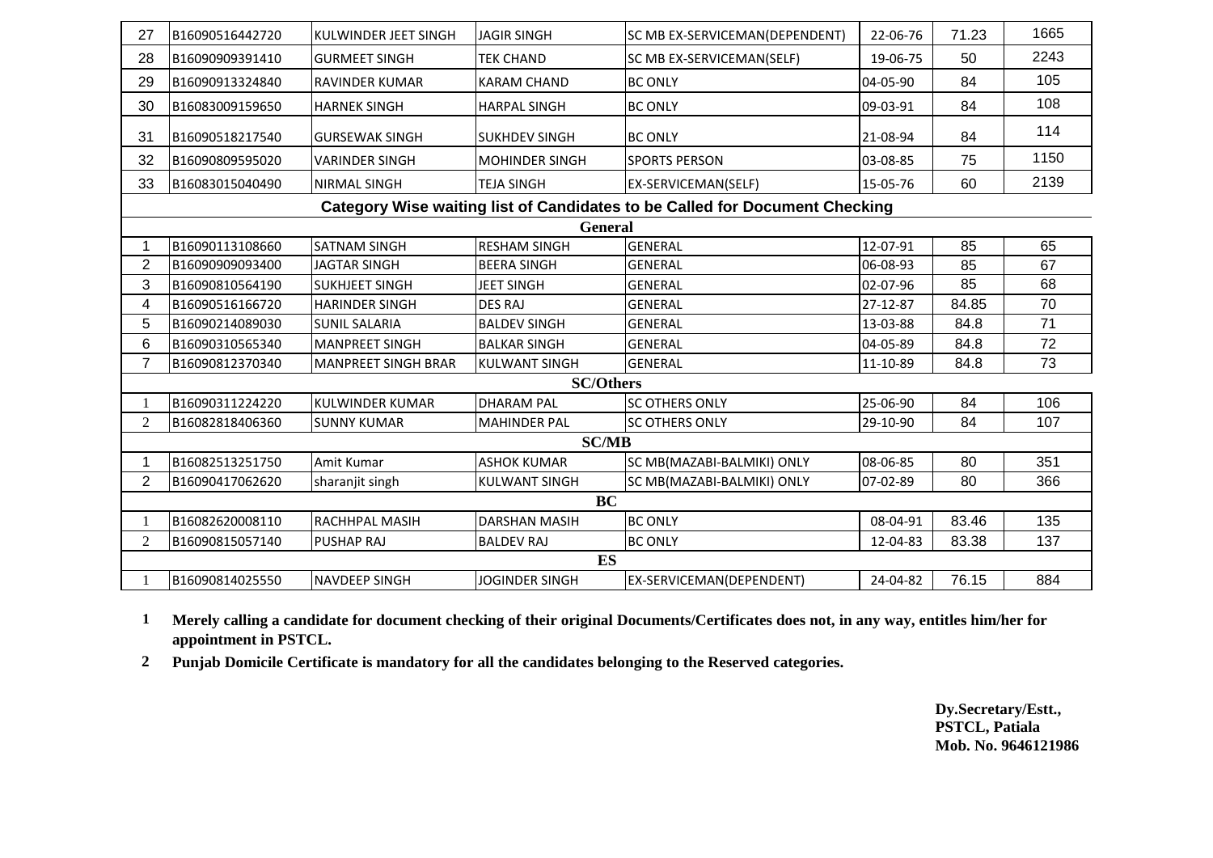| | | | | | | | |
|---|---|---|---|---|---|---|---|
| 27 | B16090516442720 | KULWINDER JEET SINGH | JAGIR SINGH | SC MB EX-SERVICEMAN(DEPENDENT) | 22-06-76 | 71.23 | 1665 |
| 28 | B16090909391410 | GURMEET SINGH | TEK CHAND | SC MB EX-SERVICEMAN(SELF) | 19-06-75 | 50 | 2243 |
| 29 | B16090913324840 | RAVINDER KUMAR | KARAM CHAND | BC ONLY | 04-05-90 | 84 | 105 |
| 30 | B16083009159650 | HARNEK SINGH | HARPAL SINGH | BC ONLY | 09-03-91 | 84 | 108 |
| 31 | B16090518217540 | GURSEWAK SINGH | SUKHDEV SINGH | BC ONLY | 21-08-94 | 84 | 114 |
| 32 | B16090809595020 | VARINDER SINGH | MOHINDER SINGH | SPORTS PERSON | 03-08-85 | 75 | 1150 |
| 33 | B16083015040490 | NIRMAL SINGH | TEJA SINGH | EX-SERVICEMAN(SELF) | 15-05-76 | 60 | 2139 |

**Category Wise waiting list of Candidates to be Called for Document Checking**

| | | | | | | | |
|---|---|---|---|---|---|---|---|
| **General** | | | | | | | |
| 1 | B16090113108660 | SATNAM SINGH | RESHAM SINGH | GENERAL | 12-07-91 | 85 | 65 |
| 2 | B16090909093400 | JAGTAR SINGH | BEERA SINGH | GENERAL | 06-08-93 | 85 | 67 |
| 3 | B16090810564190 | SUKHJEET SINGH | JEET SINGH | GENERAL | 02-07-96 | 85 | 68 |
| 4 | B16090516166720 | HARINDER SINGH | DES RAJ | GENERAL | 27-12-87 | 84.85 | 70 |
| 5 | B16090214089030 | SUNIL SALARIA | BALDEV SINGH | GENERAL | 13-03-88 | 84.8 | 71 |
| 6 | B16090310565340 | MANPREET SINGH | BALKAR SINGH | GENERAL | 04-05-89 | 84.8 | 72 |
| 7 | B16090812370340 | MANPREET SINGH BRAR | KULWANT SINGH | GENERAL | 11-10-89 | 84.8 | 73 |
| **SC/Others** | | | | | | | |
| 1 | B16090311224220 | KULWINDER KUMAR | DHARAM PAL | SC OTHERS ONLY | 25-06-90 | 84 | 106 |
| 2 | B16082818406360 | SUNNY KUMAR | MAHINDER PAL | SC OTHERS ONLY | 29-10-90 | 84 | 107 |
| **SC/MB** | | | | | | | |
| 1 | B16082513251750 | Amit Kumar | ASHOK KUMAR | SC MB(MAZABI-BALMIKI) ONLY | 08-06-85 | 80 | 351 |
| 2 | B16090417062620 | sharanjit singh | KULWANT SINGH | SC MB(MAZABI-BALMIKI) ONLY | 07-02-89 | 80 | 366 |
| **BC** | | | | | | | |
| 1 | B16082620008110 | RACHHPAL MASIH | DARSHAN MASIH | BC ONLY | 08-04-91 | 83.46 | 135 |
| 2 | B16090815057140 | PUSHAP RAJ | BALDEV RAJ | BC ONLY | 12-04-83 | 83.38 | 137 |
| **ES** | | | | | | | |
| 1 | B16090814025550 | NAVDEEP SINGH | JOGINDER SINGH | EX-SERVICEMAN(DEPENDENT) | 24-04-82 | 76.15 | 884 |

1. **Merely calling a candidate for document checking of their original Documents/Certificates does not, in any way, entitles him/her for appointment in PSTCL.**
2. **Punjab Domicile Certificate is mandatory for all the candidates belonging to the Reserved categories.**

**Dy.Secretary/Estt.,**
**PSTCL, Patiala**
**Mob. No. 9646121986**